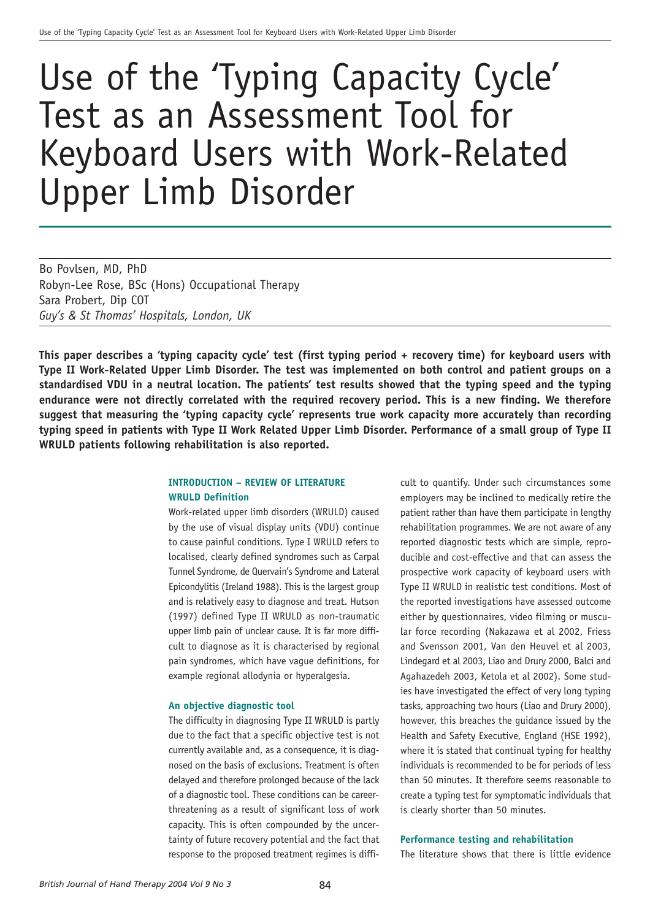# Use of the 'Typing Capacity Cycle' Test as an Assessment Tool for Keyboard Users with Work-Related Upper Limb Disorder

Bo Povlsen, MD, PhD
Robyn-Lee Rose, BSc (Hons) Occupational Therapy
Sara Probert, Dip COT
*Guy's & St Thomas' Hospitals, London, UK*

**This paper describes a 'typing capacity cycle' test (first typing period + recovery time) for keyboard users with Type II Work-Related Upper Limb Disorder. The test was implemented on both control and patient groups on a standardised VDU in a neutral location. The patients' test results showed that the typing speed and the typing endurance were not directly correlated with the required recovery period. This is a new finding. We therefore suggest that measuring the 'typing capacity cycle' represents true work capacity more accurately than recording typing speed in patients with Type II Work Related Upper Limb Disorder. Performance of a small group of Type II WRULD patients following rehabilitation is also reported.**

## INTRODUCTION – REVIEW OF LITERATURE

### WRULD Definition

Work-related upper limb disorders (WRULD) caused by the use of visual display units (VDU) continue to cause painful conditions. Type I WRULD refers to localised, clearly defined syndromes such as Carpal Tunnel Syndrome, de Quervain's Syndrome and Lateral Epicondylitis (Ireland 1988). This is the largest group and is relatively easy to diagnose and treat. Hutson (1997) defined Type II WRULD as non-traumatic upper limb pain of unclear cause. It is far more difficult to diagnose as it is characterised by regional pain syndromes, which have vague definitions, for example regional allodynia or hyperalgesia.

### An objective diagnostic tool

The difficulty in diagnosing Type II WRULD is partly due to the fact that a specific objective test is not currently available and, as a consequence, it is diagnosed on the basis of exclusions. Treatment is often delayed and therefore prolonged because of the lack of a diagnostic tool. These conditions can be career-threatening as a result of significant loss of work capacity. This is often compounded by the uncertainty of future recovery potential and the fact that response to the proposed treatment regimes is difficult to quantify. Under such circumstances some employers may be inclined to medically retire the patient rather than have them participate in lengthy rehabilitation programmes. We are not aware of any reported diagnostic tests which are simple, reproducible and cost-effective and that can assess the prospective work capacity of keyboard users with Type II WRULD in realistic test conditions. Most of the reported investigations have assessed outcome either by questionnaires, video filming or muscular force recording (Nakazawa et al 2002, Friess and Svensson 2001, Van den Heuvel et al 2003, Lindegard et al 2003, Liao and Drury 2000, Balci and Agahazedeh 2003, Ketola et al 2002). Some studies have investigated the effect of very long typing tasks, approaching two hours (Liao and Drury 2000), however, this breaches the guidance issued by the Health and Safety Executive, England (HSE 1992), where it is stated that continual typing for healthy individuals is recommended to be for periods of less than 50 minutes. It therefore seems reasonable to create a typing test for symptomatic individuals that is clearly shorter than 50 minutes.

### Performance testing and rehabilitation

The literature shows that there is little evidence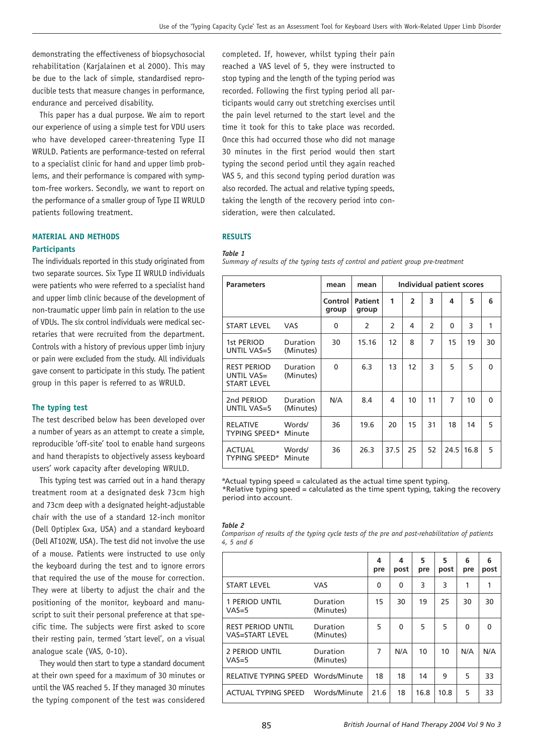demonstrating the effectiveness of biopsychosocial rehabilitation (Karjalainen et al 2000). This may be due to the lack of simple, standardised reproducible tests that measure changes in performance, endurance and perceived disability.

This paper has a dual purpose. We aim to report our experience of using a simple test for VDU users who have developed career-threatening Type II WRULD. Patients are performance-tested on referral to a specialist clinic for hand and upper limb problems, and their performance is compared with symptom-free workers. Secondly, we want to report on the performance of a smaller group of Type II WRULD patients following treatment.

## MATERIAL AND METHODS

### Participants

The individuals reported in this study originated from two separate sources. Six Type II WRULD individuals were patients who were referred to a specialist hand and upper limb clinic because of the development of non-traumatic upper limb pain in relation to the use of VDUs. The six control individuals were medical secretaries that were recruited from the department. Controls with a history of previous upper limb injury or pain were excluded from the study. All individuals gave consent to participate in this study. The patient group in this paper is referred to as WRULD.

### The typing test

The test described below has been developed over a number of years as an attempt to create a simple, reproducible 'off-site' tool to enable hand surgeons and hand therapists to objectively assess keyboard users' work capacity after developing WRULD.

This typing test was carried out in a hand therapy treatment room at a designated desk 73cm high and 73cm deep with a designated height-adjustable chair with the use of a standard 12-inch monitor (Dell Optiplex Gxa, USA) and a standard keyboard (Dell AT102W, USA). The test did not involve the use of a mouse. Patients were instructed to use only the keyboard during the test and to ignore errors that required the use of the mouse for correction. They were at liberty to adjust the chair and the positioning of the monitor, keyboard and manuscript to suit their personal preference at that specific time. The subjects were first asked to score their resting pain, termed 'start level', on a visual analogue scale (VAS, 0-10).

They would then start to type a standard document at their own speed for a maximum of 30 minutes or until the VAS reached 5. If they managed 30 minutes the typing component of the test was considered completed. If, however, whilst typing their pain reached a VAS level of 5, they were instructed to stop typing and the length of the typing period was recorded. Following the first typing period all participants would carry out stretching exercises until the pain level returned to the start level and the time it took for this to take place was recorded. Once this had occurred those who did not manage 30 minutes in the first period would then start typing the second period until they again reached VAS 5, and this second typing period duration was also recorded. The actual and relative typing speeds, taking the length of the recovery period into consideration, were then calculated.

## RESULTS

***Table 1***
*Summary of results of the typing tests of control and patient group pre-treatment*

| Parameters | | mean | mean | Individual patient scores | | | | | |
|---|---|---|---|---|---|---|---|---|---|
| | | Control group | Patient group | 1 | 2 | 3 | 4 | 5 | 6 |
| START LEVEL | VAS | 0 | 2 | 2 | 4 | 2 | 0 | 3 | 1 |
| 1st PERIOD UNTIL VAS=5 | Duration (Minutes) | 30 | 15.16 | 12 | 8 | 7 | 15 | 19 | 30 |
| REST PERIOD UNTIL VAS= START LEVEL | Duration (Minutes) | 0 | 6.3 | 13 | 12 | 3 | 5 | 5 | 0 |
| 2nd PERIOD UNTIL VAS=5 | Duration (Minutes) | N/A | 8.4 | 4 | 10 | 11 | 7 | 10 | 0 |
| RELATIVE TYPING SPEED* | Words/ Minute | 36 | 19.6 | 20 | 15 | 31 | 18 | 14 | 5 |
| ACTUAL TYPING SPEED[a] | Words/ Minute | 36 | 26.3 | 37.5 | 25 | 52 | 24.5 | 16.8 | 5 |

[a]Actual typing speed = calculated as the actual time spent typing.
*Relative typing speed = calculated as the time spent typing, taking the recovery period into account.

***Table 2***
*Comparison of results of the typing cycle tests of the pre and post-rehabilitation of patients 4, 5 and 6*

| | | 4 pre | 4 post | 5 pre | 5 post | 6 pre | 6 post |
|---|---|---|---|---|---|---|---|
| START LEVEL | VAS | 0 | 0 | 3 | 3 | 1 | 1 |
| 1 PERIOD UNTIL VAS=5 | Duration (Minutes) | 15 | 30 | 19 | 25 | 30 | 30 |
| REST PERIOD UNTIL VAS=START LEVEL | Duration (Minutes) | 5 | 0 | 5 | 5 | 0 | 0 |
| 2 PERIOD UNTIL VAS=5 | Duration (Minutes) | 7 | N/A | 10 | 10 | N/A | N/A |
| RELATIVE TYPING SPEED | Words/Minute | 18 | 18 | 14 | 9 | 5 | 33 |
| ACTUAL TYPING SPEED | Words/Minute | 21.6 | 18 | 16.8 | 10.8 | 5 | 33 |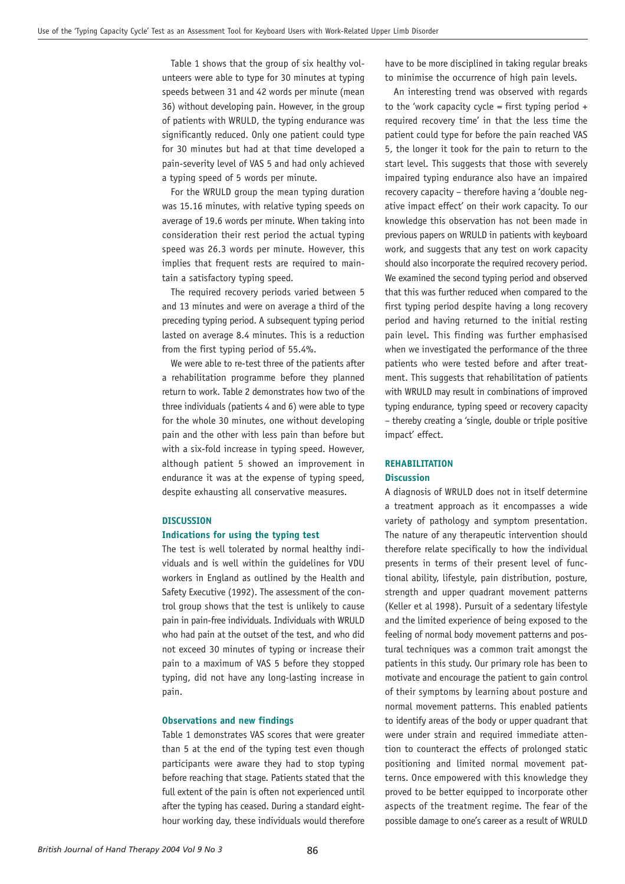Table 1 shows that the group of six healthy volunteers were able to type for 30 minutes at typing speeds between 31 and 42 words per minute (mean 36) without developing pain. However, in the group of patients with WRULD, the typing endurance was significantly reduced. Only one patient could type for 30 minutes but had at that time developed a pain-severity level of VAS 5 and had only achieved a typing speed of 5 words per minute.

For the WRULD group the mean typing duration was 15.16 minutes, with relative typing speeds on average of 19.6 words per minute. When taking into consideration their rest period the actual typing speed was 26.3 words per minute. However, this implies that frequent rests are required to maintain a satisfactory typing speed.

The required recovery periods varied between 5 and 13 minutes and were on average a third of the preceding typing period. A subsequent typing period lasted on average 8.4 minutes. This is a reduction from the first typing period of 55.4%.

We were able to re-test three of the patients after a rehabilitation programme before they planned return to work. Table 2 demonstrates how two of the three individuals (patients 4 and 6) were able to type for the whole 30 minutes, one without developing pain and the other with less pain than before but with a six-fold increase in typing speed. However, although patient 5 showed an improvement in endurance it was at the expense of typing speed, despite exhausting all conservative measures.

## DISCUSSION

### Indications for using the typing test

The test is well tolerated by normal healthy individuals and is well within the guidelines for VDU workers in England as outlined by the Health and Safety Executive (1992). The assessment of the control group shows that the test is unlikely to cause pain in pain-free individuals. Individuals with WRULD who had pain at the outset of the test, and who did not exceed 30 minutes of typing or increase their pain to a maximum of VAS 5 before they stopped typing, did not have any long-lasting increase in pain.

### Observations and new findings

Table 1 demonstrates VAS scores that were greater than 5 at the end of the typing test even though participants were aware they had to stop typing before reaching that stage. Patients stated that the full extent of the pain is often not experienced until after the typing has ceased. During a standard eight-hour working day, these individuals would therefore have to be more disciplined in taking regular breaks to minimise the occurrence of high pain levels.

An interesting trend was observed with regards to the 'work capacity cycle = first typing period + required recovery time' in that the less time the patient could type for before the pain reached VAS 5, the longer it took for the pain to return to the start level. This suggests that those with severely impaired typing endurance also have an impaired recovery capacity – therefore having a 'double negative impact effect' on their work capacity. To our knowledge this observation has not been made in previous papers on WRULD in patients with keyboard work, and suggests that any test on work capacity should also incorporate the required recovery period. We examined the second typing period and observed that this was further reduced when compared to the first typing period despite having a long recovery period and having returned to the initial resting pain level. This finding was further emphasised when we investigated the performance of the three patients who were tested before and after treatment. This suggests that rehabilitation of patients with WRULD may result in combinations of improved typing endurance, typing speed or recovery capacity – thereby creating a 'single, double or triple positive impact' effect.

## REHABILITATION

### Discussion

A diagnosis of WRULD does not in itself determine a treatment approach as it encompasses a wide variety of pathology and symptom presentation. The nature of any therapeutic intervention should therefore relate specifically to how the individual presents in terms of their present level of functional ability, lifestyle, pain distribution, posture, strength and upper quadrant movement patterns (Keller et al 1998). Pursuit of a sedentary lifestyle and the limited experience of being exposed to the feeling of normal body movement patterns and postural techniques was a common trait amongst the patients in this study. Our primary role has been to motivate and encourage the patient to gain control of their symptoms by learning about posture and normal movement patterns. This enabled patients to identify areas of the body or upper quadrant that were under strain and required immediate attention to counteract the effects of prolonged static positioning and limited normal movement patterns. Once empowered with this knowledge they proved to be better equipped to incorporate other aspects of the treatment regime. The fear of the possible damage to one's career as a result of WRULD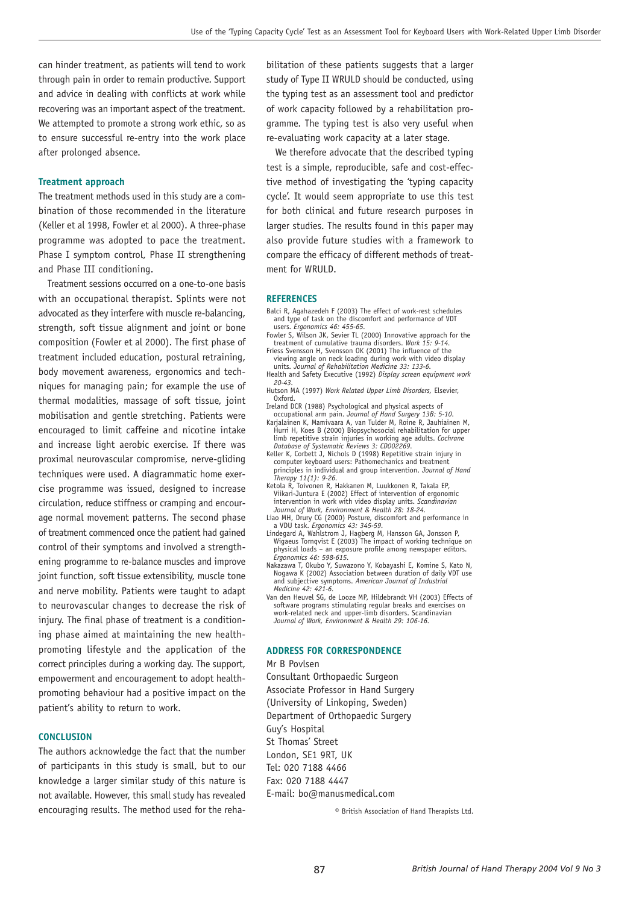can hinder treatment, as patients will tend to work through pain in order to remain productive. Support and advice in dealing with conflicts at work while recovering was an important aspect of the treatment. We attempted to promote a strong work ethic, so as to ensure successful re-entry into the work place after prolonged absence.

### Treatment approach

The treatment methods used in this study are a combination of those recommended in the literature (Keller et al 1998, Fowler et al 2000). A three-phase programme was adopted to pace the treatment. Phase I symptom control, Phase II strengthening and Phase III conditioning.

Treatment sessions occurred on a one-to-one basis with an occupational therapist. Splints were not advocated as they interfere with muscle re-balancing, strength, soft tissue alignment and joint or bone composition (Fowler et al 2000). The first phase of treatment included education, postural retraining, body movement awareness, ergonomics and techniques for managing pain; for example the use of thermal modalities, massage of soft tissue, joint mobilisation and gentle stretching. Patients were encouraged to limit caffeine and nicotine intake and increase light aerobic exercise. If there was proximal neurovascular compromise, nerve-gliding techniques were used. A diagrammatic home exercise programme was issued, designed to increase circulation, reduce stiffness or cramping and encourage normal movement patterns. The second phase of treatment commenced once the patient had gained control of their symptoms and involved a strengthening programme to re-balance muscles and improve joint function, soft tissue extensibility, muscle tone and nerve mobility. Patients were taught to adapt to neurovascular changes to decrease the risk of injury. The final phase of treatment is a conditioning phase aimed at maintaining the new health-promoting lifestyle and the application of the correct principles during a working day. The support, empowerment and encouragement to adopt health-promoting behaviour had a positive impact on the patient's ability to return to work.

## CONCLUSION

The authors acknowledge the fact that the number of participants in this study is small, but to our knowledge a larger similar study of this nature is not available. However, this small study has revealed encouraging results. The method used for the rehabilitation of these patients suggests that a larger study of Type II WRULD should be conducted, using the typing test as an assessment tool and predictor of work capacity followed by a rehabilitation programme. The typing test is also very useful when re-evaluating work capacity at a later stage.

We therefore advocate that the described typing test is a simple, reproducible, safe and cost-effective method of investigating the 'typing capacity cycle'. It would seem appropriate to use this test for both clinical and future research purposes in larger studies. The results found in this paper may also provide future studies with a framework to compare the efficacy of different methods of treatment for WRULD.

## REFERENCES

Balci R, Agahazedeh F (2003) The effect of work-rest schedules and type of task on the discomfort and performance of VDT users. *Ergonomics 46: 455-65.*

Fowler S, Wilson JK, Sevier TL (2000) Innovative approach for the treatment of cumulative trauma disorders. *Work 15: 9-14.*

Friess Svensson H, Svensson OK (2001) The influence of the viewing angle on neck loading during work with video display units. *Journal of Rehabilitation Medicine 33: 133-6.*

Health and Safety Executive (1992) *Display screen equipment work 20-43.*

Hutson MA (1997) *Work Related Upper Limb Disorders,* Elsevier, Oxford.

Ireland DCR (1988) Psychological and physical aspects of occupational arm pain. *Journal of Hand Surgery 13B: 5-10.*

Karjalainen K, Mamivaara A, van Tulder M, Roine R, Jauhiainen M, Hurri H, Koes B (2000) Biopsychosocial rehabilitation for upper limb repetitive strain injuries in working age adults. *Cochrane Database of Systematic Reviews 3: CD002269.*

Keller K, Corbett J, Nichols D (1998) Repetitive strain injury in computer keyboard users: Pathomechanics and treatment principles in individual and group intervention. *Journal of Hand Therapy 11(1): 9-26.*

Ketola R, Toivonen R, Hakkanen M, Luukkonen R, Takala EP, Viikari-Juntura E (2002) Effect of intervention of ergonomic intervention in work with video display units. *Scandinavian Journal of Work, Environment & Health 28: 18-24.*

Liao MH, Drury CG (2000) Posture, discomfort and performance in a VDU task. *Ergonomics 43: 345-59.*

Lindegard A, Wahlstrom J, Hagberg M, Hansson GA, Jonsson P, Wigaeus Tornqvist E (2003) The impact of working technique on physical loads – an exposure profile among newspaper editors. *Ergonomics 46: 598-615.*

Nakazawa T, Okubo Y, Suwazono Y, Kobayashi E, Komine S, Kato N, Nogawa K (2002) Association between duration of daily VDT use and subjective symptoms. *American Journal of Industrial Medicine 42: 421-6.*

Van den Heuvel SG, de Looze MP, Hildebrandt VH (2003) Effects of software programs stimulating regular breaks and exercises on work-related neck and upper-limb disorders. Scandinavian *Journal of Work, Environment & Health 29: 106-16.*

## ADDRESS FOR CORRESPONDENCE

Mr B Povlsen
Consultant Orthopaedic Surgeon
Associate Professor in Hand Surgery
(University of Linkoping, Sweden)
Department of Orthopaedic Surgery
Guy's Hospital
St Thomas' Street
London, SE1 9RT, UK
Tel: 020 7188 4466
Fax: 020 7188 4447
E-mail: bo@manusmedical.com

© British Association of Hand Therapists Ltd.